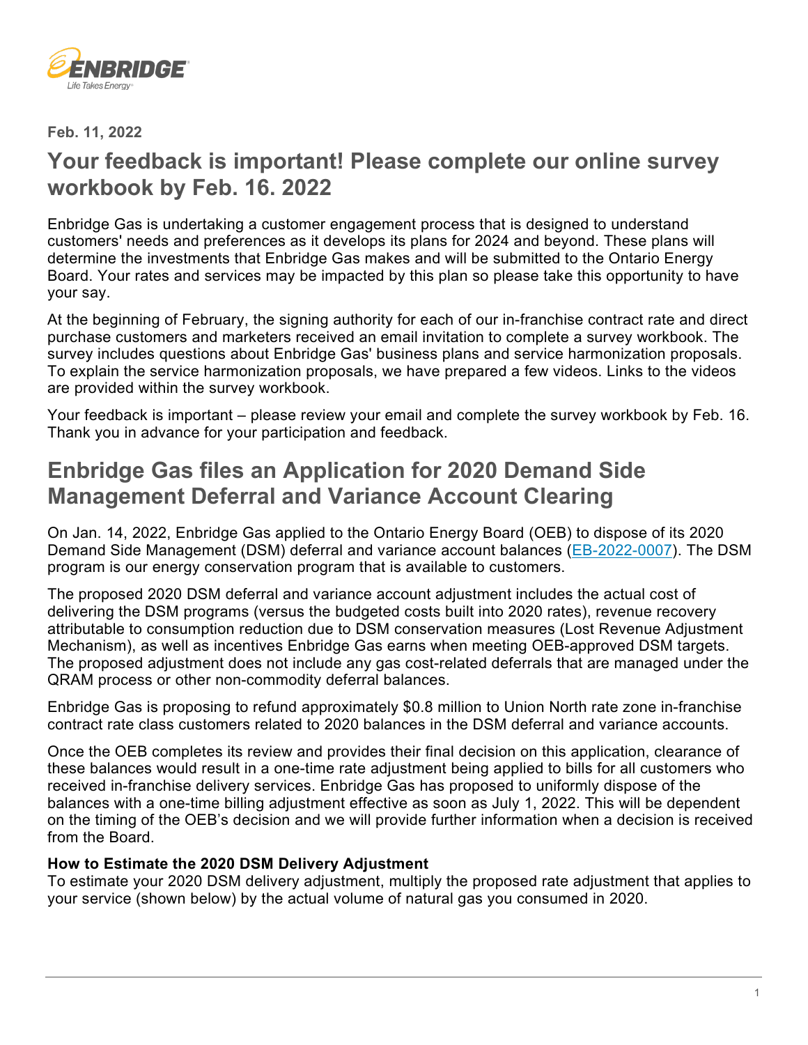Feb. 11, 2022

## Your feedback is important! Please complete our online survey workbook by Feb. 16. 2022

Enbridge Gas is undertaking a customer engagement process that is designed to understand customers' needs and preferences as it develops its plans for 2024 and beyond. These plans will determine the investments that Enbridge Gas makes and will be submitted to the Ontario Energy Board. Your rates and services may be impacted by this plan so please take this opportunity to have your say.

At the beginning of February, the signing authority for each of our in-franchise contract rate and direct purchase customers and marketers received an email invitation to complete a survey workbook. The survey includes questions about Enbridge Gas' business plans and service harmonization proposals. To explain the service harmonization proposals, we have prepared a few videos. Links to the videos are provided within the survey workbook.

Your feedback is important – please review your email and complete the survey workbook by Feb. 16. Thank you in advance for your participation and feedback.

## Enbridge Gas files an Application for 2020 Demand Side Management Deferral and Variance Account Clearing

On Jan. 14, 2022, Enbridge Gas applied to the Ontario Energy Board (OEB) to dispose of its 2020 Demand Side Management (DSM) deferral and variance account balances (EB-2022-0007). The DSM program is our energy conservation program that is available to customers.

The proposed 2020 DSM deferral and variance account adjustment includes the actual cost of delivering the DSM programs (versus the budgeted costs built into 2020 rates), revenue recovery attributable to consumption reduction due to DSM conservation measures (Lost Revenue Adjustment Mechanism), as well as incentives Enbridge Gas earns when meeting OEB-approved DSM targets. The proposed adjustment does not include any gas cost-related deferrals that are managed under the QRAM process or other non-commodity deferral balances.

Enbridge Gas is proposing to refund approximately $0.8 million to Union North rate zone in-franchise contract rate class customers related to 2020 balances in the DSM deferral and variance accounts.

Once the OEB completes its review and provides their final decision on this application, clearance of these balances would result in a one-time rate adjustment being applied to bills for all customers who received in-franchise delivery services. Enbridge Gas has proposed to uniformly dispose of the balances with a one-time billing adjustment effective as soon as July 1, 2022. This will be dependent on the timing of the OEB's decision and we will provide further information when a decision is received from the Board.

**How to Estimate the 2020 DSM Delivery Adjustment**
To estimate your 2020 DSM delivery adjustment, multiply the proposed rate adjustment that applies to your service (shown below) by the actual volume of natural gas you consumed in 2020.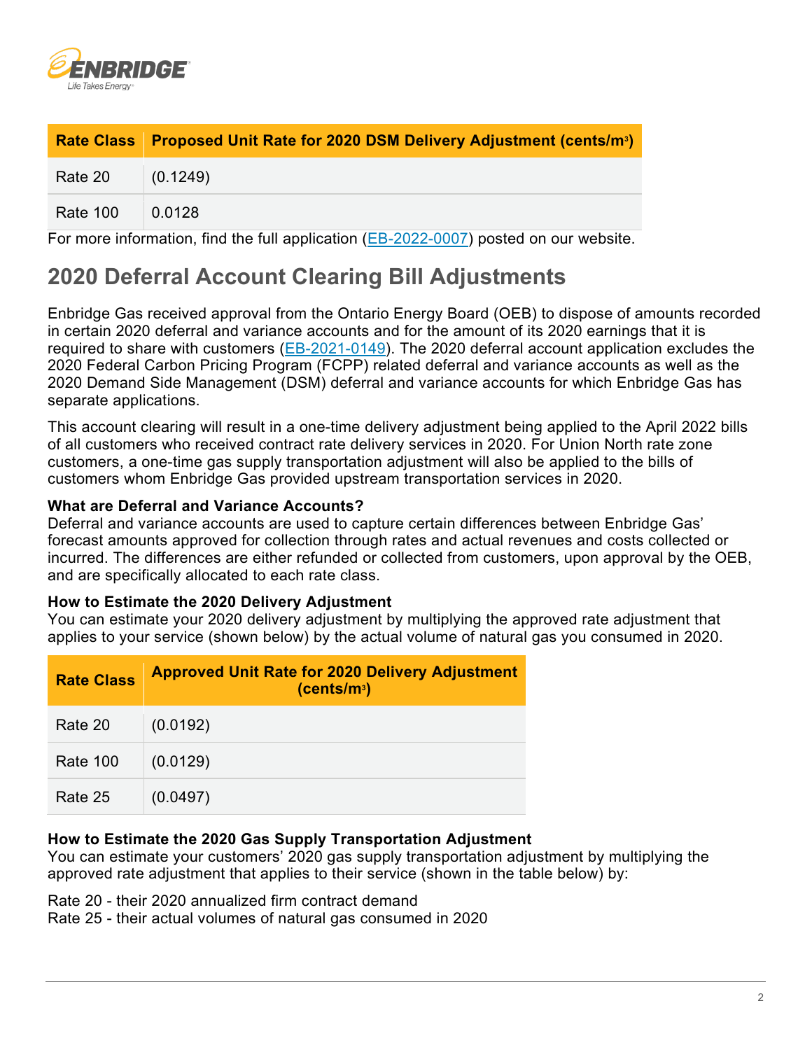| Rate Class | Proposed Unit Rate for 2020 DSM Delivery Adjustment (cents/m³) |
| --- | --- |
| Rate 20 | (0.1249) |
| Rate 100 | 0.0128 |

For more information, find the full application (EB-2022-0007) posted on our website.

## 2020 Deferral Account Clearing Bill Adjustments

Enbridge Gas received approval from the Ontario Energy Board (OEB) to dispose of amounts recorded in certain 2020 deferral and variance accounts and for the amount of its 2020 earnings that it is required to share with customers (EB-2021-0149). The 2020 deferral account application excludes the 2020 Federal Carbon Pricing Program (FCPP) related deferral and variance accounts as well as the 2020 Demand Side Management (DSM) deferral and variance accounts for which Enbridge Gas has separate applications.

This account clearing will result in a one-time delivery adjustment being applied to the April 2022 bills of all customers who received contract rate delivery services in 2020. For Union North rate zone customers, a one-time gas supply transportation adjustment will also be applied to the bills of customers whom Enbridge Gas provided upstream transportation services in 2020.

**What are Deferral and Variance Accounts?**
Deferral and variance accounts are used to capture certain differences between Enbridge Gas' forecast amounts approved for collection through rates and actual revenues and costs collected or incurred. The differences are either refunded or collected from customers, upon approval by the OEB, and are specifically allocated to each rate class.

**How to Estimate the 2020 Delivery Adjustment**
You can estimate your 2020 delivery adjustment by multiplying the approved rate adjustment that applies to your service (shown below) by the actual volume of natural gas you consumed in 2020.

| Rate Class | Approved Unit Rate for 2020 Delivery Adjustment (cents/m³) |
| --- | --- |
| Rate 20 | (0.0192) |
| Rate 100 | (0.0129) |
| Rate 25 | (0.0497) |

**How to Estimate the 2020 Gas Supply Transportation Adjustment**
You can estimate your customers' 2020 gas supply transportation adjustment by multiplying the approved rate adjustment that applies to their service (shown in the table below) by:

Rate 20 - their 2020 annualized firm contract demand
Rate 25 - their actual volumes of natural gas consumed in 2020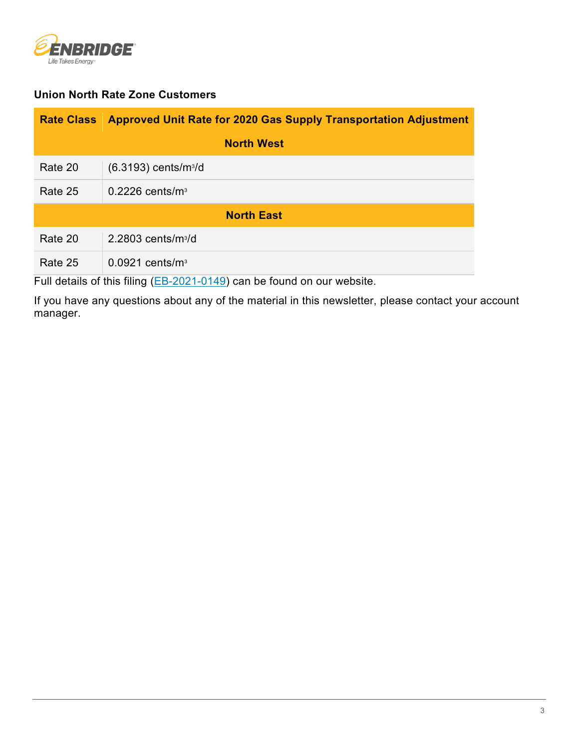### Union North Rate Zone Customers

| Rate Class | Approved Unit Rate for 2020 Gas Supply Transportation Adjustment |
|---|---|
| **North West** | |
| Rate 20 | (6.3193) cents/$m^3$/d |
| Rate 25 | 0.2226 cents/$m^3$ |
| **North East** | |
| Rate 20 | 2.2803 cents/$m^3$/d |
| Rate 25 | 0.0921 cents/$m^3$ |

Full details of this filing (EB-2021-0149) can be found on our website.

If you have any questions about any of the material in this newsletter, please contact your account manager.